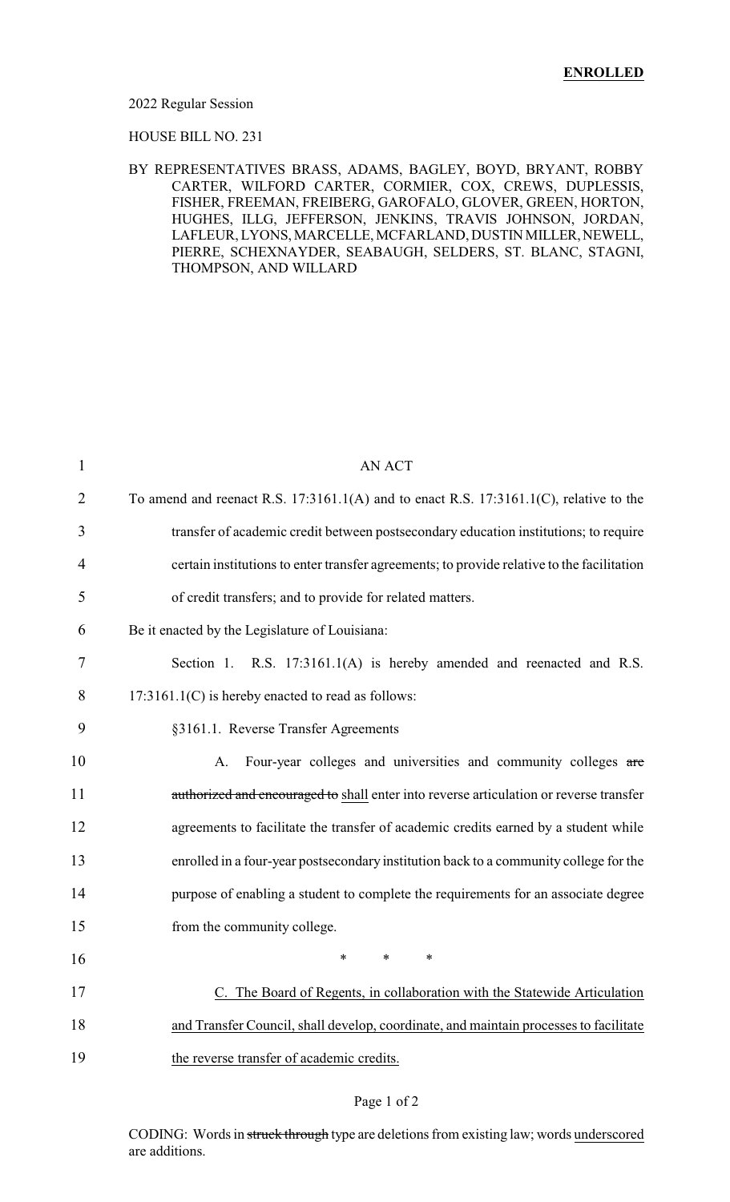**ENROLLED**

2022 Regular Session

HOUSE BILL NO. 231

BY REPRESENTATIVES BRASS, ADAMS, BAGLEY, BOYD, BRYANT, ROBBY CARTER, WILFORD CARTER, CORMIER, COX, CREWS, DUPLESSIS, FISHER, FREEMAN, FREIBERG, GAROFALO, GLOVER, GREEN, HORTON, HUGHES, ILLG, JEFFERSON, JENKINS, TRAVIS JOHNSON, JORDAN, LAFLEUR, LYONS, MARCELLE, MCFARLAND, DUSTIN MILLER, NEWELL, PIERRE, SCHEXNAYDER, SEABAUGH, SELDERS, ST. BLANC, STAGNI, THOMPSON, AND WILLARD

AN ACT

To amend and reenact R.S. 17:3161.1(A) and to enact R.S. 17:3161.1(C), relative to the transfer of academic credit between postsecondary education institutions; to require certain institutions to enter transfer agreements; to provide relative to the facilitation of credit transfers; and to provide for related matters.

Be it enacted by the Legislature of Louisiana:

Section 1. R.S. 17:3161.1(A) is hereby amended and reenacted and R.S. 17:3161.1(C) is hereby enacted to read as follows:

§3161.1. Reverse Transfer Agreements

A. Four-year colleges and universities and community colleges ~~are authorized and encouraged to~~ <u>shall</u> enter into reverse articulation or reverse transfer agreements to facilitate the transfer of academic credits earned by a student while enrolled in a four-year postsecondary institution back to a community college for the purpose of enabling a student to complete the requirements for an associate degree from the community college.

\* \* \*

<u>C. The Board of Regents, in collaboration with the Statewide Articulation and Transfer Council, shall develop, coordinate, and maintain processes to facilitate the reverse transfer of academic credits.</u>

CODING: Words in ~~struck through~~ type are deletions from existing law; words <u>underscored</u> are additions.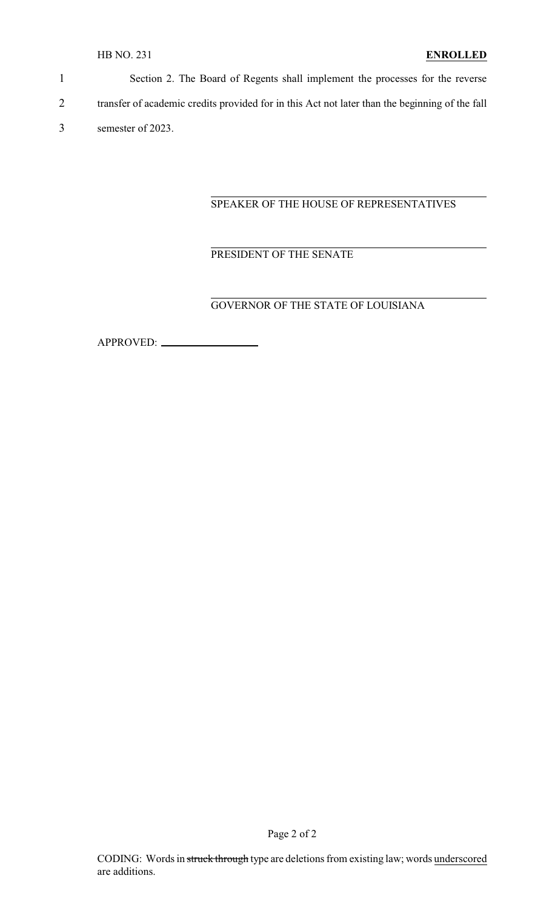Section 2. The Board of Regents shall implement the processes for the reverse transfer of academic credits provided for in this Act not later than the beginning of the fall semester of 2023.

SPEAKER OF THE HOUSE OF REPRESENTATIVES

PRESIDENT OF THE SENATE

GOVERNOR OF THE STATE OF LOUISIANA

APPROVED: \_\_\_\_\_\_\_\_\_\_\_\_\_\_\_\_\_\_\_\_

CODING: Words in ~~struck through~~ type are deletions from existing law; words underscored are additions.